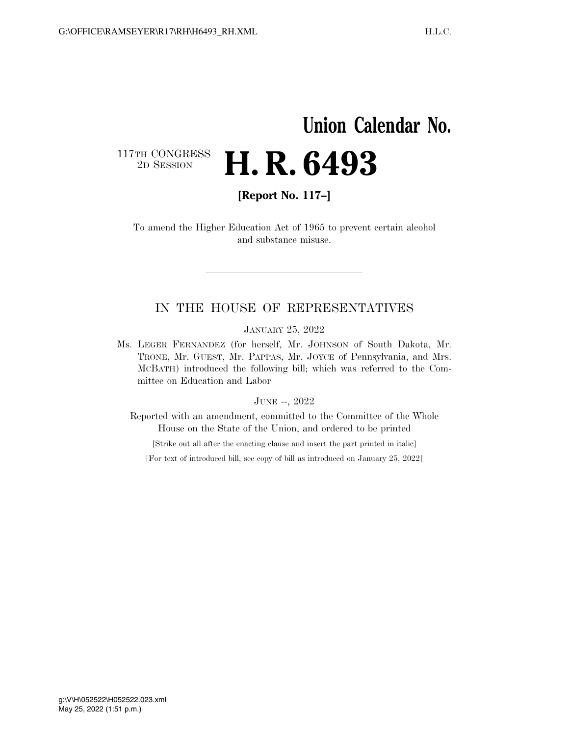# Union Calendar No.

117TH CONGRESS
2D SESSION

# H. R. 6493

**[Report No. 117–]**

To amend the Higher Education Act of 1965 to prevent certain alcohol and substance misuse.

---

## IN THE HOUSE OF REPRESENTATIVES

JANUARY 25, 2022

Ms. LEGER FERNANDEZ (for herself, Mr. JOHNSON of South Dakota, Mr. TRONE, Mr. GUEST, Mr. PAPPAS, Mr. JOYCE of Pennsylvania, and Mrs. MCBATH) introduced the following bill; which was referred to the Committee on Education and Labor

JUNE --, 2022

Reported with an amendment, committed to the Committee of the Whole House on the State of the Union, and ordered to be printed

[Strike out all after the enacting clause and insert the part printed in italic]

[For text of introduced bill, see copy of bill as introduced on January 25, 2022]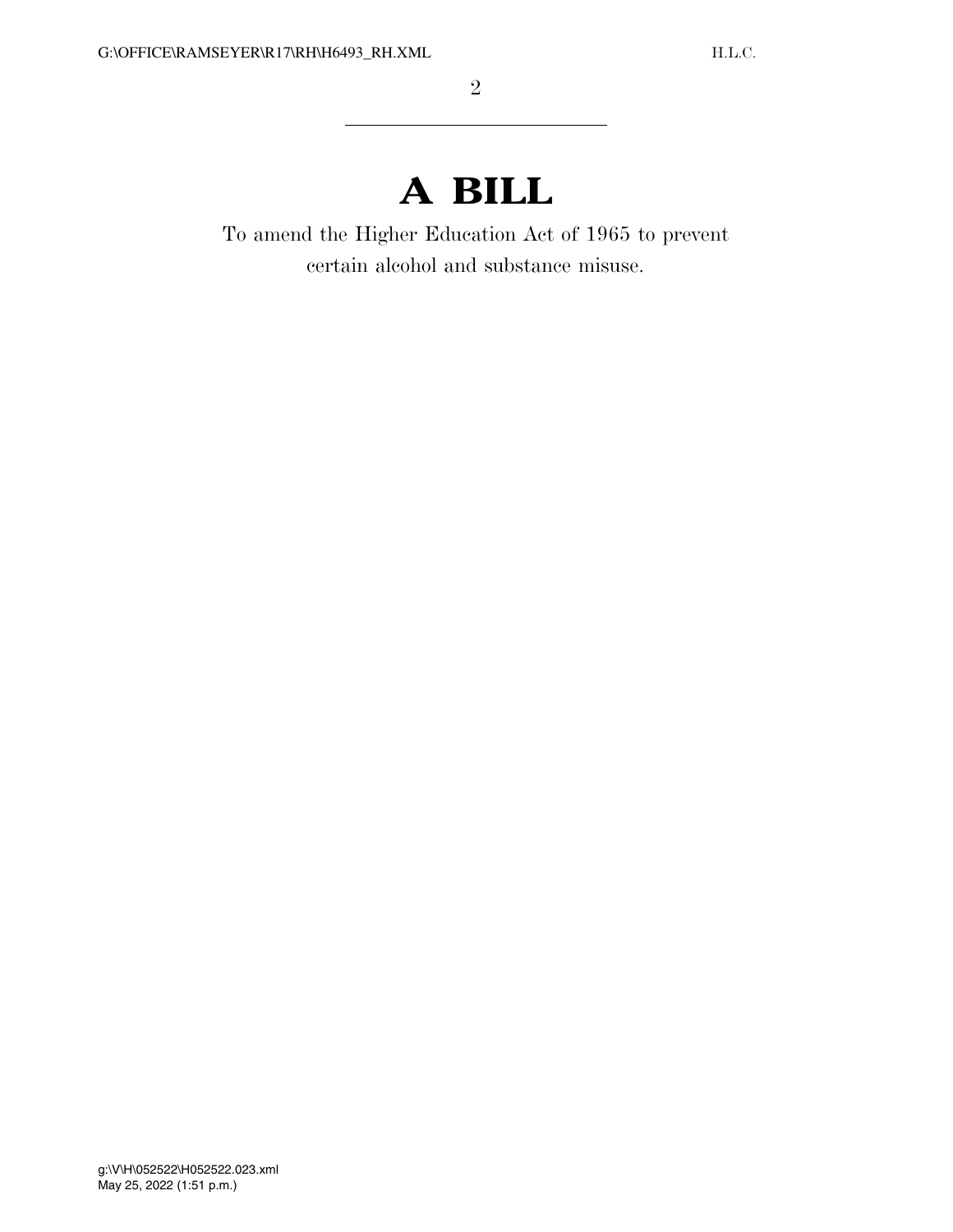# A BILL

To amend the Higher Education Act of 1965 to prevent certain alcohol and substance misuse.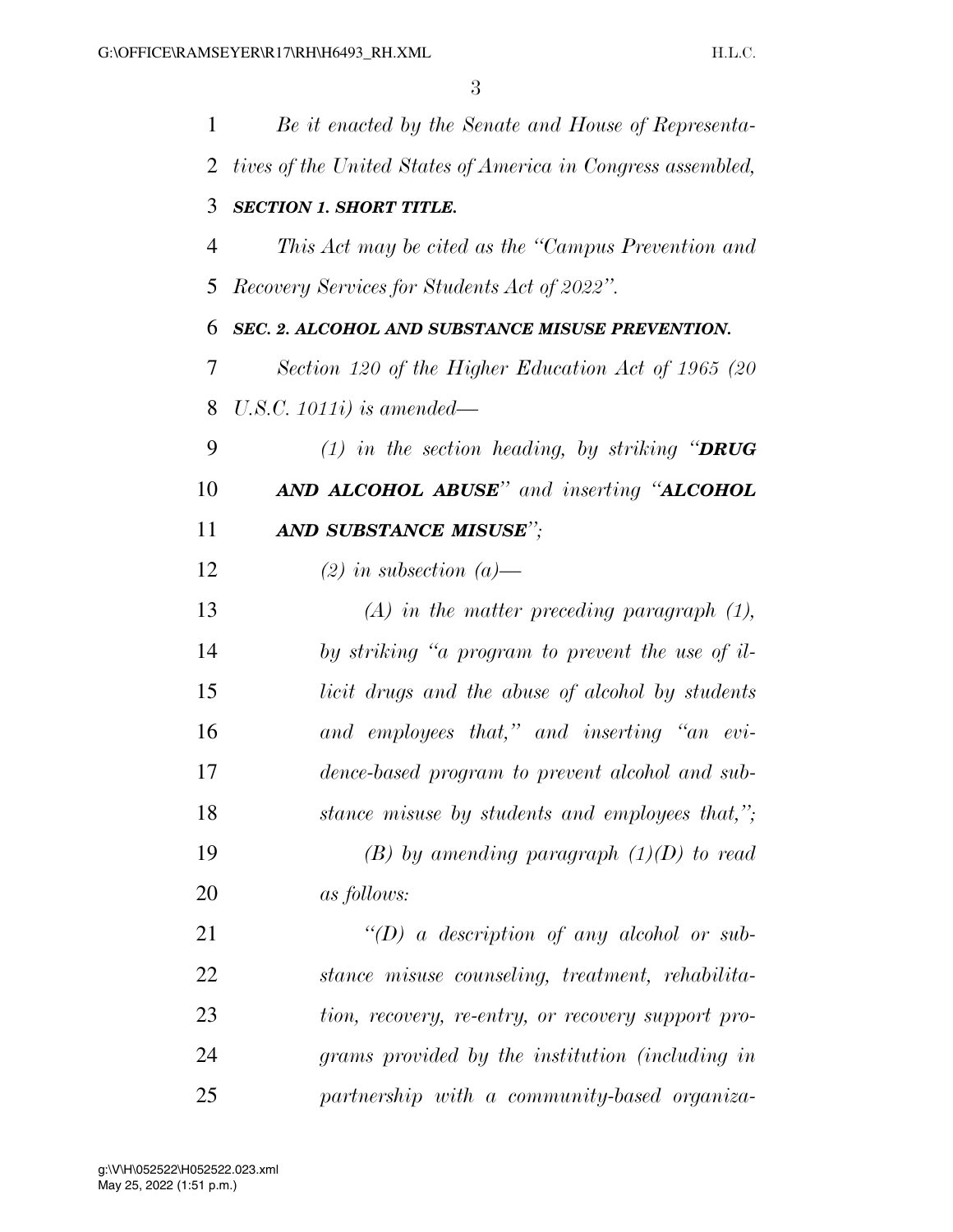*Be it enacted by the Senate and House of Representatives of the United States of America in Congress assembled,*

***SECTION 1. SHORT TITLE.***

*This Act may be cited as the "Campus Prevention and Recovery Services for Students Act of 2022".*

***SEC. 2. ALCOHOL AND SUBSTANCE MISUSE PREVENTION.***

*Section 120 of the Higher Education Act of 1965 (20 U.S.C. 1011i) is amended—*

*(1) in the section heading, by striking "**DRUG AND ALCOHOL ABUSE**" and inserting "**ALCOHOL AND SUBSTANCE MISUSE**";*

*(2) in subsection (a)—*

*(A) in the matter preceding paragraph (1), by striking "a program to prevent the use of illicit drugs and the abuse of alcohol by students and employees that," and inserting "an evidence-based program to prevent alcohol and substance misuse by students and employees that,";*

*(B) by amending paragraph (1)(D) to read as follows:*

*"(D) a description of any alcohol or substance misuse counseling, treatment, rehabilitation, recovery, re-entry, or recovery support programs provided by the institution (including in partnership with a community-based organiza-*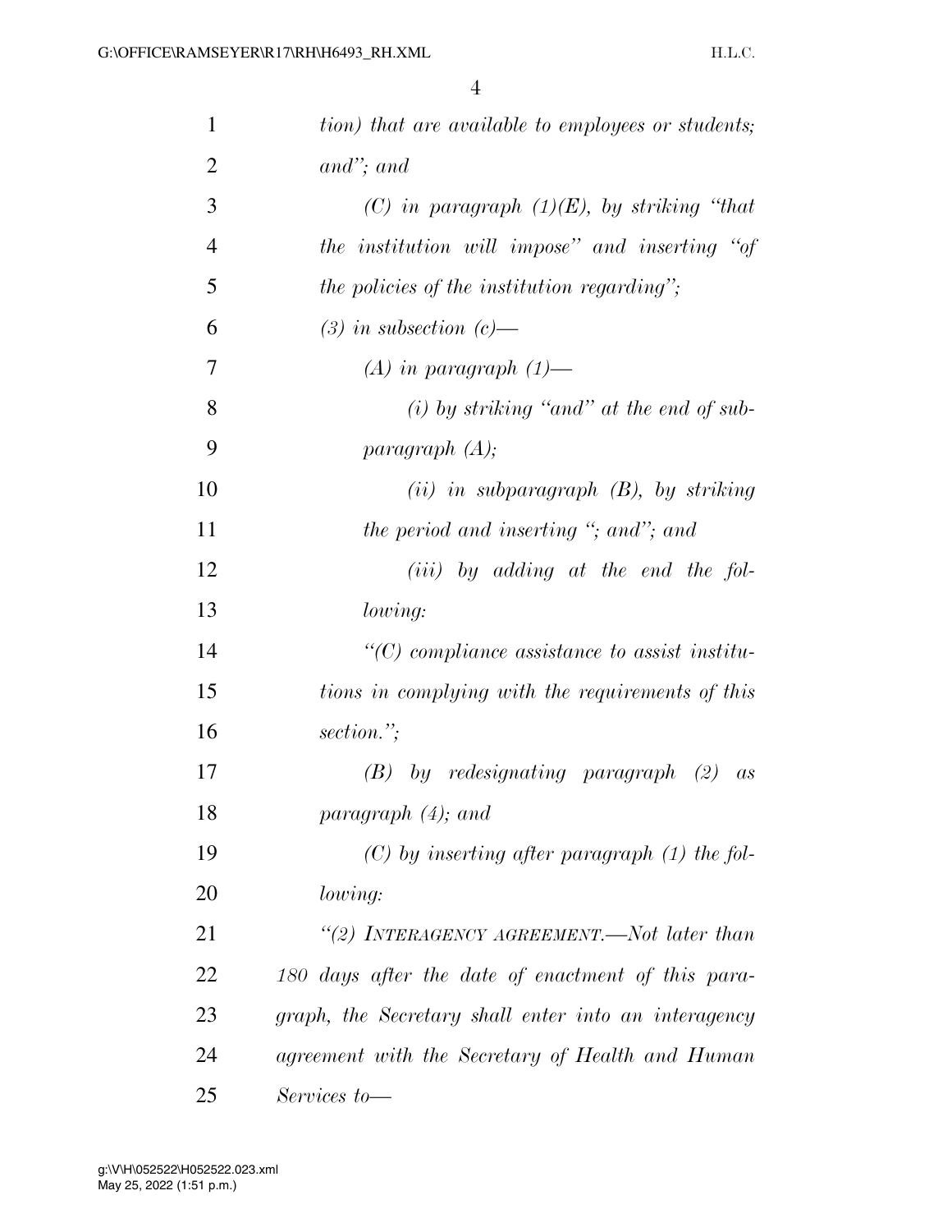*tion) that are available to employees or students; and''; and*

*(C) in paragraph (1)(E), by striking ''that the institution will impose'' and inserting ''of the policies of the institution regarding'';*

*(3) in subsection (c)—*

*(A) in paragraph (1)—*

*(i) by striking ''and'' at the end of subparagraph (A);*

*(ii) in subparagraph (B), by striking the period and inserting ''; and''; and*

*(iii) by adding at the end the following:*

*''(C) compliance assistance to assist institutions in complying with the requirements of this section.'';*

*(B) by redesignating paragraph (2) as paragraph (4); and*

*(C) by inserting after paragraph (1) the following:*

*''(2) INTERAGENCY AGREEMENT.—Not later than 180 days after the date of enactment of this paragraph, the Secretary shall enter into an interagency agreement with the Secretary of Health and Human Services to—*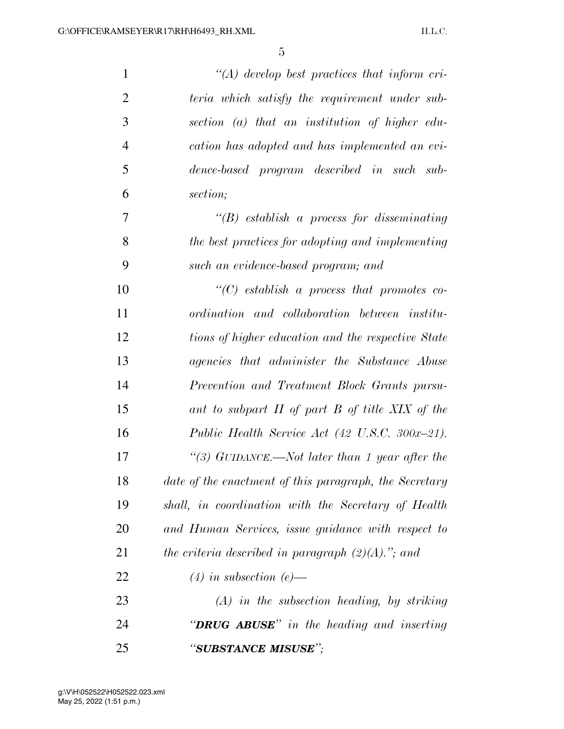*"(A) develop best practices that inform criteria which satisfy the requirement under subsection (a) that an institution of higher education has adopted and has implemented an evidence-based program described in such subsection;*

*"(B) establish a process for disseminating the best practices for adopting and implementing such an evidence-based program; and*

*"(C) establish a process that promotes coordination and collaboration between institutions of higher education and the respective State agencies that administer the Substance Abuse Prevention and Treatment Block Grants pursuant to subpart II of part B of title XIX of the Public Health Service Act (42 U.S.C. 300x–21).*

*"(3) GUIDANCE.—Not later than 1 year after the date of the enactment of this paragraph, the Secretary shall, in coordination with the Secretary of Health and Human Services, issue guidance with respect to the criteria described in paragraph (2)(A)."; and*

*(4) in subsection (e)—*

*(A) in the subsection heading, by striking "**DRUG ABUSE**" in the heading and inserting "**SUBSTANCE MISUSE**";*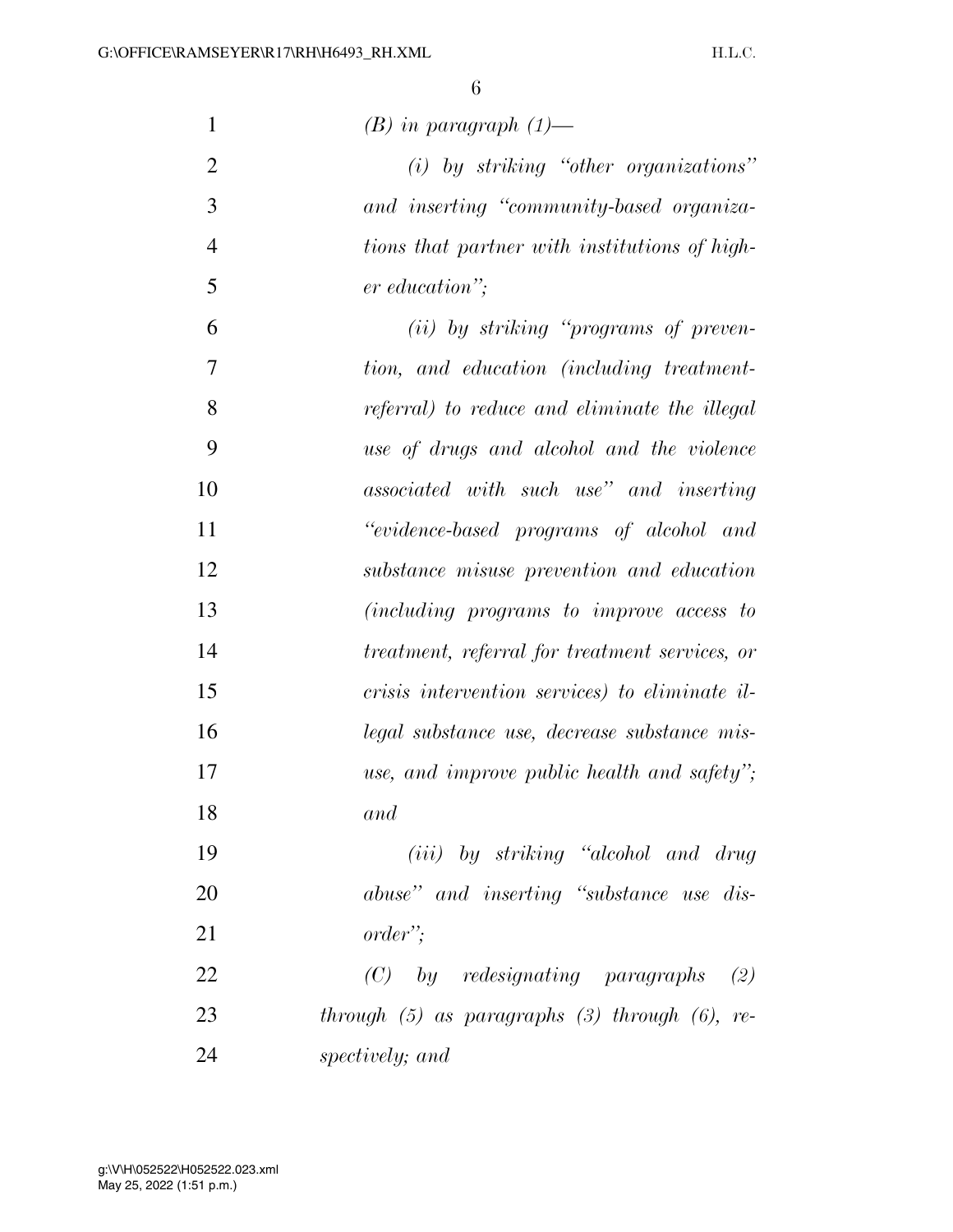*(B) in paragraph (1)—*

*(i) by striking "other organizations" and inserting "community-based organizations that partner with institutions of higher education";*

*(ii) by striking "programs of prevention, and education (including treatment-referral) to reduce and eliminate the illegal use of drugs and alcohol and the violence associated with such use" and inserting "evidence-based programs of alcohol and substance misuse prevention and education (including programs to improve access to treatment, referral for treatment services, or crisis intervention services) to eliminate illegal substance use, decrease substance misuse, and improve public health and safety"; and*

*(iii) by striking "alcohol and drug abuse" and inserting "substance use disorder";*

*(C) by redesignating paragraphs (2) through (5) as paragraphs (3) through (6), respectively; and*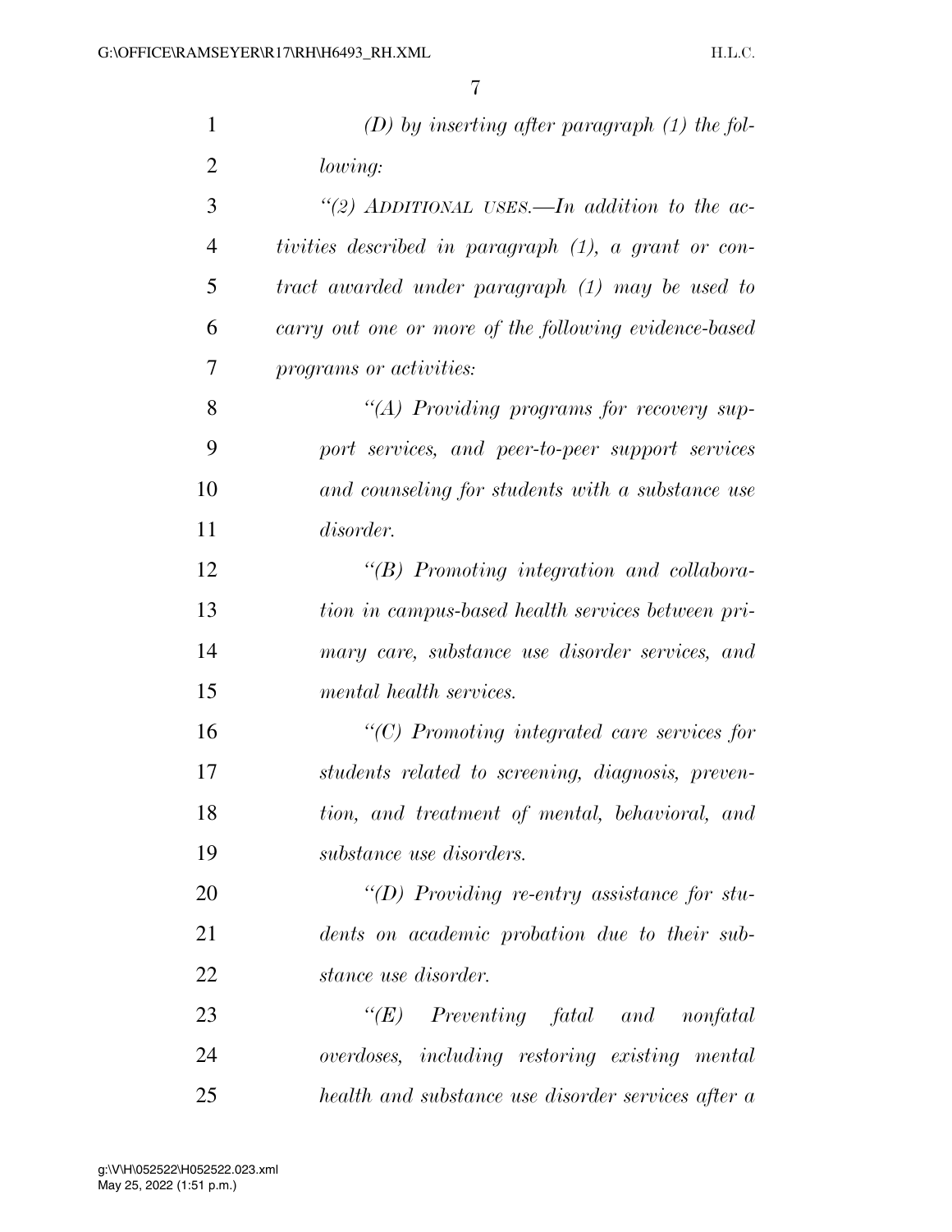*(D) by inserting after paragraph (1) the following:*

*"(2) ADDITIONAL USES.—In addition to the activities described in paragraph (1), a grant or contract awarded under paragraph (1) may be used to carry out one or more of the following evidence-based programs or activities:*

*"(A) Providing programs for recovery support services, and peer-to-peer support services and counseling for students with a substance use disorder.*

*"(B) Promoting integration and collaboration in campus-based health services between primary care, substance use disorder services, and mental health services.*

*"(C) Promoting integrated care services for students related to screening, diagnosis, prevention, and treatment of mental, behavioral, and substance use disorders.*

*"(D) Providing re-entry assistance for students on academic probation due to their substance use disorder.*

*"(E) Preventing fatal and nonfatal overdoses, including restoring existing mental health and substance use disorder services after a*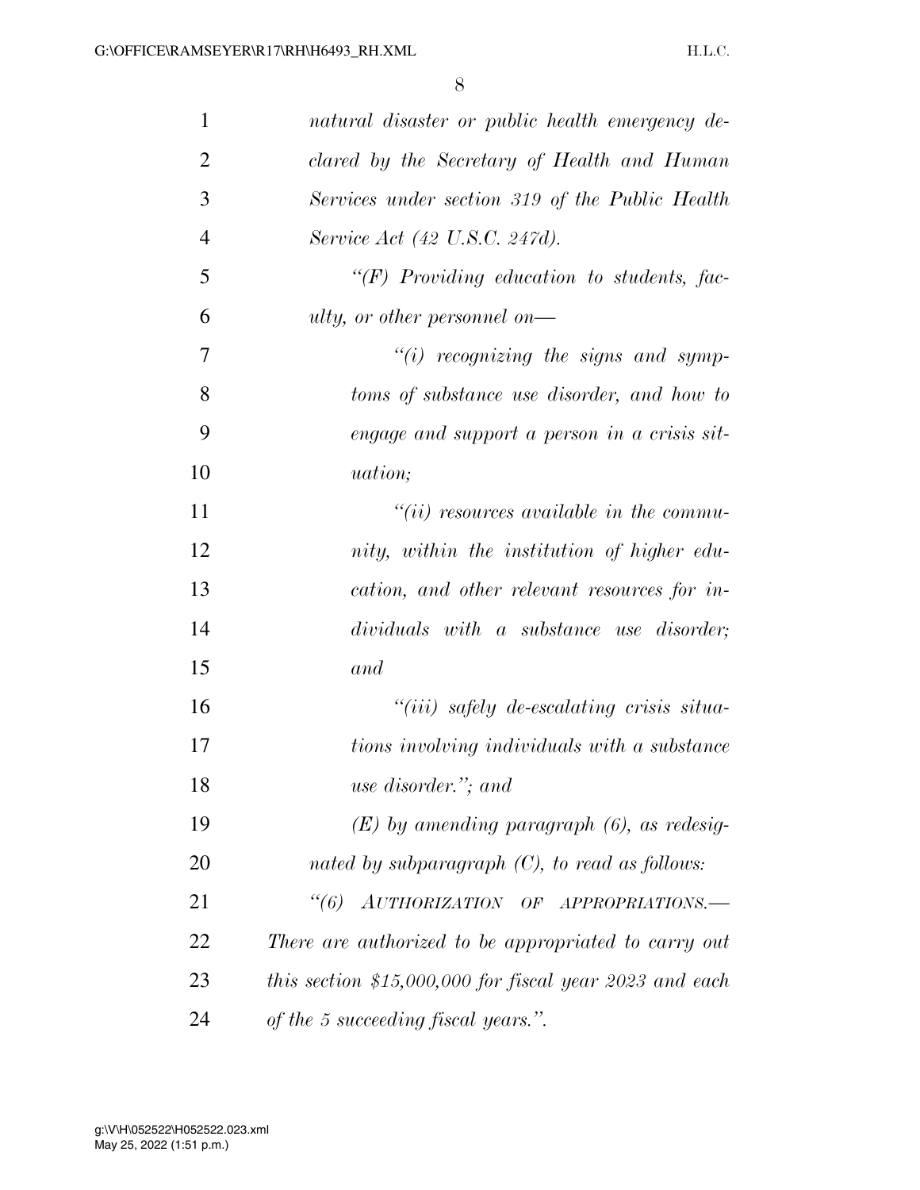*natural disaster or public health emergency declared by the Secretary of Health and Human Services under section 319 of the Public Health Service Act (42 U.S.C. 247d).*

*"(F) Providing education to students, faculty, or other personnel on—*

*"(i) recognizing the signs and symptoms of substance use disorder, and how to engage and support a person in a crisis situation;*

*"(ii) resources available in the community, within the institution of higher education, and other relevant resources for individuals with a substance use disorder; and*

*"(iii) safely de-escalating crisis situations involving individuals with a substance use disorder."; and*

*(E) by amending paragraph (6), as redesignated by subparagraph (C), to read as follows:*

*"(6) AUTHORIZATION OF APPROPRIATIONS.—There are authorized to be appropriated to carry out this section $15,000,000 for fiscal year 2023 and each of the 5 succeeding fiscal years.".*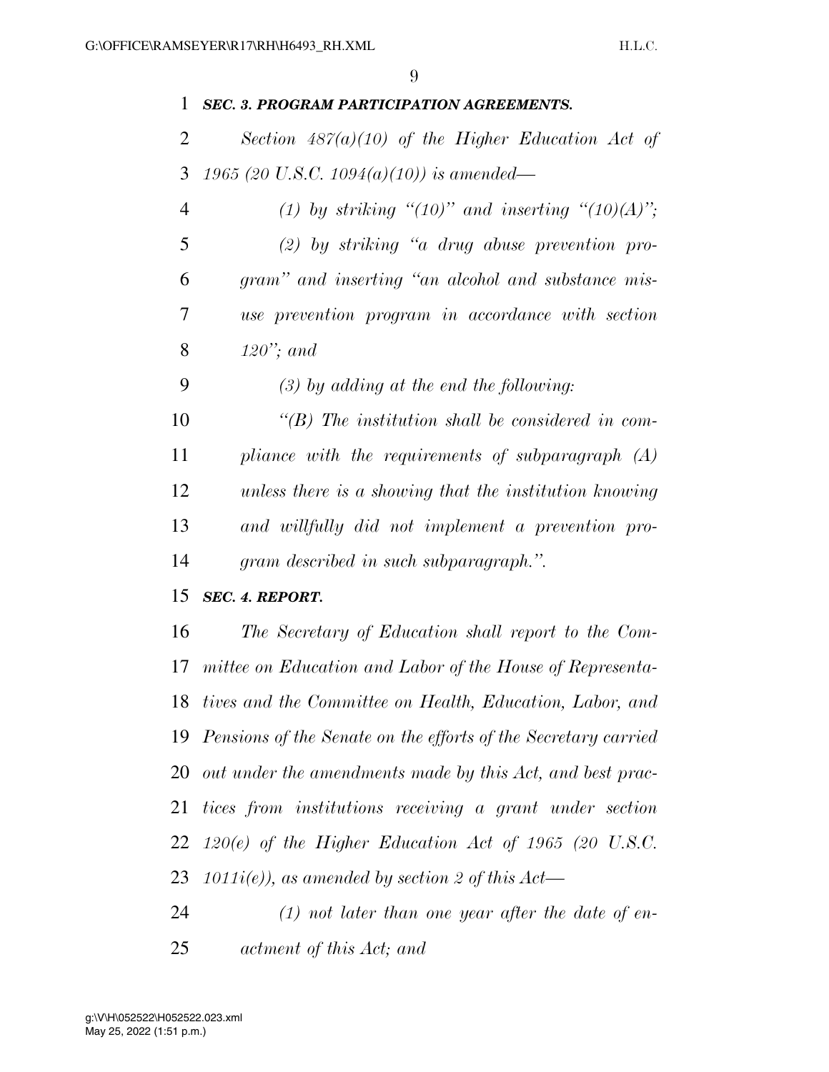***SEC. 3. PROGRAM PARTICIPATION AGREEMENTS.***

*Section 487(a)(10) of the Higher Education Act of 1965 (20 U.S.C. 1094(a)(10)) is amended—*

*(1) by striking "(10)" and inserting "(10)(A)";*

*(2) by striking "a drug abuse prevention program" and inserting "an alcohol and substance misuse prevention program in accordance with section 120"; and*

*(3) by adding at the end the following:*

*"(B) The institution shall be considered in compliance with the requirements of subparagraph (A) unless there is a showing that the institution knowing and willfully did not implement a prevention program described in such subparagraph.".*

***SEC. 4. REPORT.***

*The Secretary of Education shall report to the Committee on Education and Labor of the House of Representatives and the Committee on Health, Education, Labor, and Pensions of the Senate on the efforts of the Secretary carried out under the amendments made by this Act, and best practices from institutions receiving a grant under section 120(e) of the Higher Education Act of 1965 (20 U.S.C. 1011i(e)), as amended by section 2 of this Act—*

*(1) not later than one year after the date of enactment of this Act; and*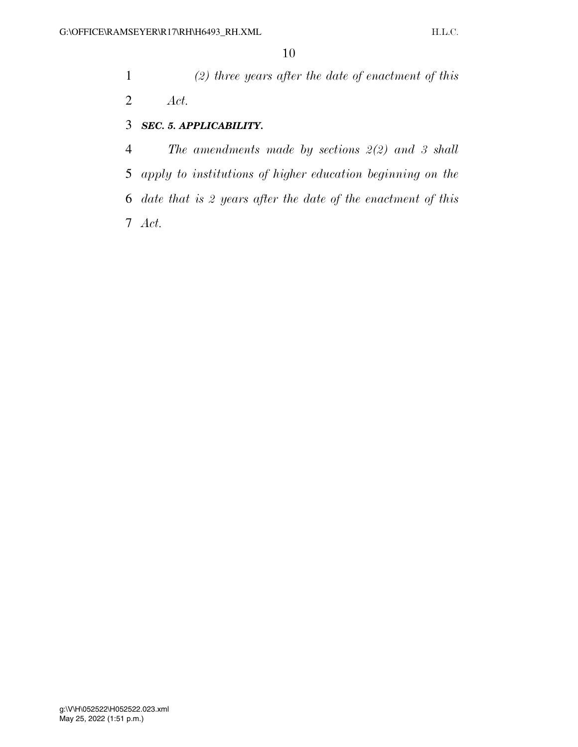*(2) three years after the date of enactment of this Act.*

***SEC. 5. APPLICABILITY.***

*The amendments made by sections 2(2) and 3 shall apply to institutions of higher education beginning on the date that is 2 years after the date of the enactment of this Act.*